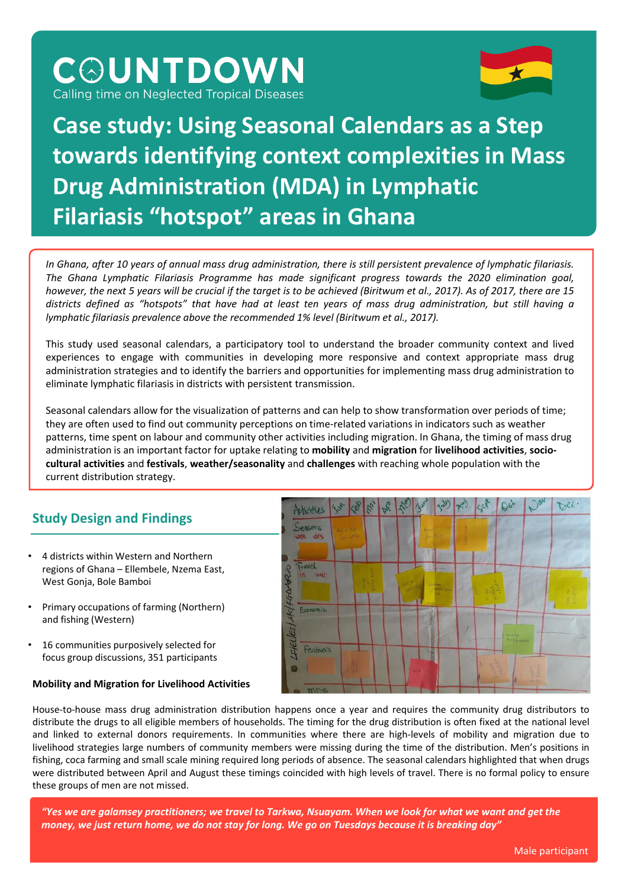# COUNTDOWN

Calling time on Neglected Tropical Diseases

# Case study: Using Seasonal Calendars as a Step towards identifying context complexities in Mass Drug Administration (MDA) in Lymphatic Filariasis "hotspot" areas in Ghana

*In Ghana, after 10 years of annual mass drug administration, there is still persistent prevalence of lymphatic filariasis. The Ghana Lymphatic Filariasis Programme has made significant progress towards the 2020 elimination goal, however, the next 5 years will be crucial if the target is to be achieved (Biritwum et al., 2017). As of 2017, there are 15 districts defined as "hotspots" that have had at least ten years of mass drug administration, but still having a lymphatic filariasis prevalence above the recommended 1% level (Biritwum et al., 2017).*

This study used seasonal calendars, a participatory tool to understand the broader community context and lived experiences to engage with communities in developing more responsive and context appropriate mass drug administration strategies and to identify the barriers and opportunities for implementing mass drug administration to eliminate lymphatic filariasis in districts with persistent transmission.

Seasonal calendars allow for the visualization of patterns and can help to show transformation over periods of time; they are often used to find out community perceptions on time-related variations in indicators such as weather patterns, time spent on labour and community other activities including migration. In Ghana, the timing of mass drug administration is an important factor for uptake relating to **mobility** and **migration** for **livelihood activities**, **socio-cultural activities** and **festivals**, **weather/seasonality** and **challenges** with reaching whole population with the current distribution strategy.

## Study Design and Findings

- 4 districts within Western and Northern regions of Ghana – Ellembele, Nzema East, West Gonja, Bole Bamboi
- Primary occupations of farming (Northern) and fishing (Western)
- 16 communities purposively selected for focus group discussions, 351 participants

### Mobility and Migration for Livelihood Activities

House-to-house mass drug administration distribution happens once a year and requires the community drug distributors to distribute the drugs to all eligible members of households. The timing for the drug distribution is often fixed at the national level and linked to external donors requirements. In communities where there are high-levels of mobility and migration due to livelihood strategies large numbers of community members were missing during the time of the distribution. Men's positions in fishing, coca farming and small scale mining required long periods of absence. The seasonal calendars highlighted that when drugs were distributed between April and August these timings coincided with high levels of travel. There is no formal policy to ensure these groups of men are not missed.

> *"Yes we are galamsey practitioners; we travel to Tarkwa, Nsuayam. When we look for what we want and get the money, we just return home, we do not stay for long. We go on Tuesdays because it is breaking day"*
>
> Male participant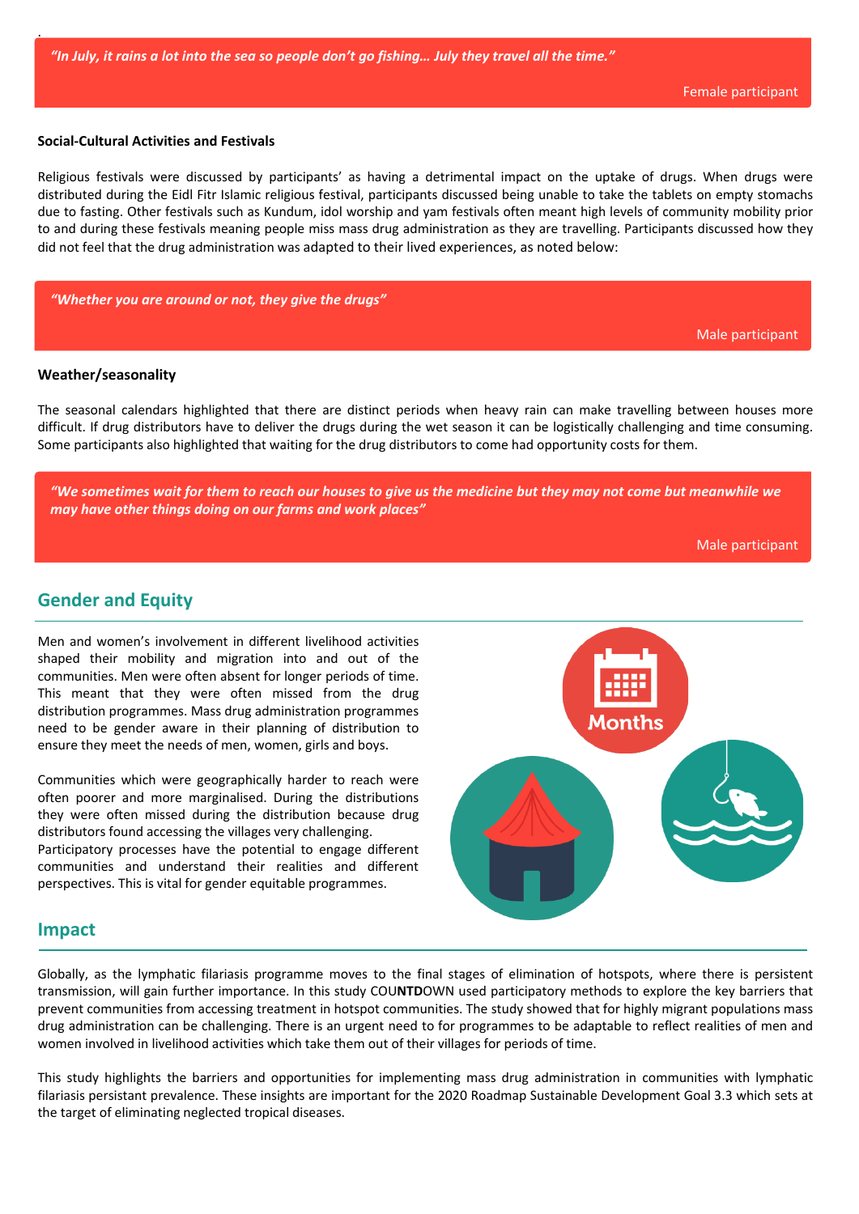> *"In July, it rains a lot into the sea so people don't go fishing… July they travel all the time."*
>
> Female participant

**Social-Cultural Activities and Festivals**

Religious festivals were discussed by participants' as having a detrimental impact on the uptake of drugs. When drugs were distributed during the Eidl Fitr Islamic religious festival, participants discussed being unable to take the tablets on empty stomachs due to fasting. Other festivals such as Kundum, idol worship and yam festivals often meant high levels of community mobility prior to and during these festivals meaning people miss mass drug administration as they are travelling. Participants discussed how they did not feel that the drug administration was adapted to their lived experiences, as noted below:

> *"Whether you are around or not, they give the drugs"*
>
> Male participant

**Weather/seasonality**

The seasonal calendars highlighted that there are distinct periods when heavy rain can make travelling between houses more difficult. If drug distributors have to deliver the drugs during the wet season it can be logistically challenging and time consuming. Some participants also highlighted that waiting for the drug distributors to come had opportunity costs for them.

> *"We sometimes wait for them to reach our houses to give us the medicine but they may not come but meanwhile we may have other things doing on our farms and work places"*
>
> Male participant

## Gender and Equity

Men and women's involvement in different livelihood activities shaped their mobility and migration into and out of the communities. Men were often absent for longer periods of time. This meant that they were often missed from the drug distribution programmes. Mass drug administration programmes need to be gender aware in their planning of distribution to ensure they meet the needs of men, women, girls and boys.

Communities which were geographically harder to reach were often poorer and more marginalised. During the distributions they were often missed during the distribution because drug distributors found accessing the villages very challenging. Participatory processes have the potential to engage different communities and understand their realities and different perspectives. This is vital for gender equitable programmes.

Months

## Impact

Globally, as the lymphatic filariasis programme moves to the final stages of elimination of hotspots, where there is persistent transmission, will gain further importance. In this study COU**NTD**OWN used participatory methods to explore the key barriers that prevent communities from accessing treatment in hotspot communities. The study showed that for highly migrant populations mass drug administration can be challenging. There is an urgent need to for programmes to be adaptable to reflect realities of men and women involved in livelihood activities which take them out of their villages for periods of time.

This study highlights the barriers and opportunities for implementing mass drug administration in communities with lymphatic filariasis persistant prevalence. These insights are important for the 2020 Roadmap Sustainable Development Goal 3.3 which sets at the target of eliminating neglected tropical diseases.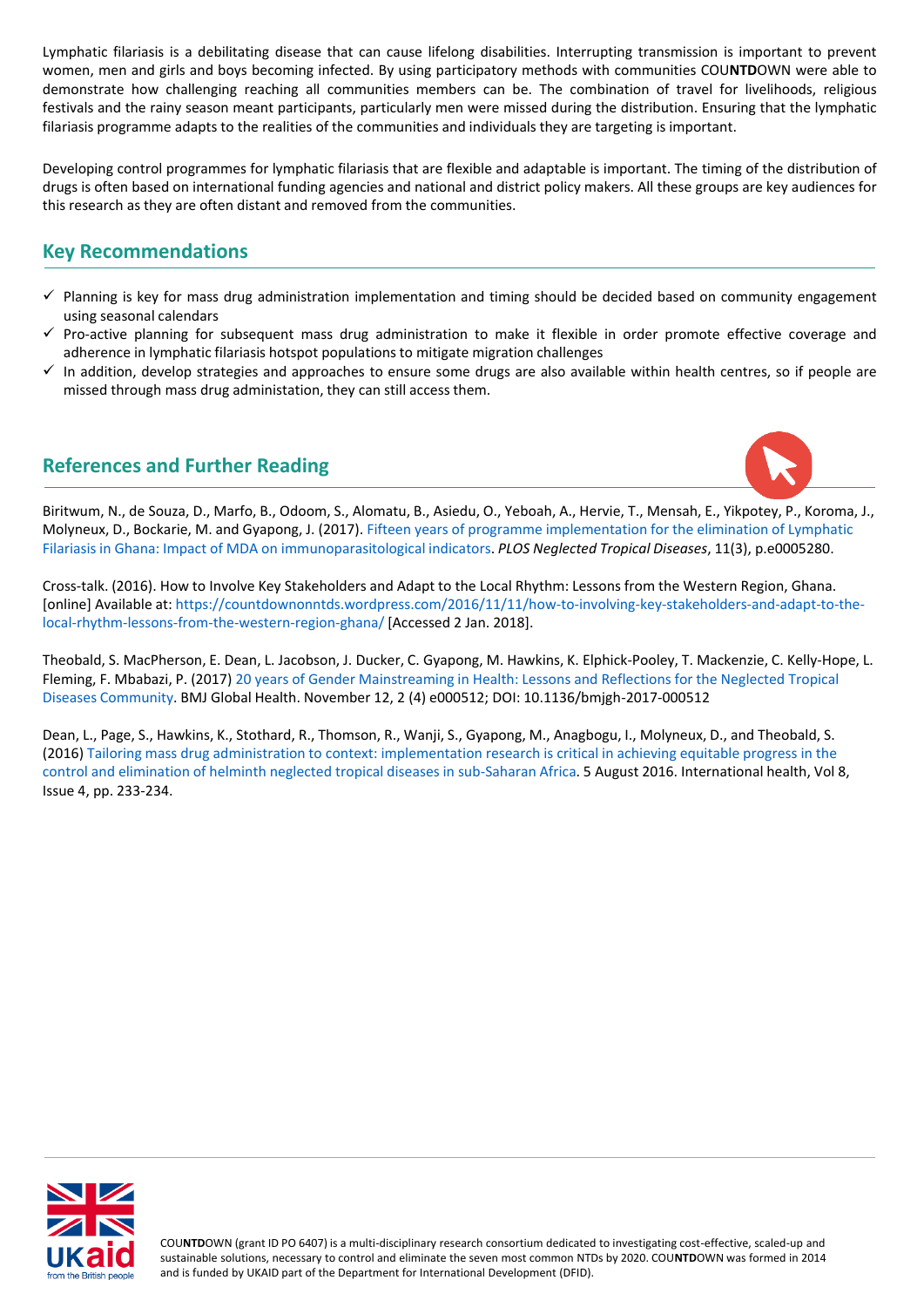Lymphatic filariasis is a debilitating disease that can cause lifelong disabilities. Interrupting transmission is important to prevent women, men and girls and boys becoming infected. By using participatory methods with communities COU**NTD**OWN were able to demonstrate how challenging reaching all communities members can be. The combination of travel for livelihoods, religious festivals and the rainy season meant participants, particularly men were missed during the distribution. Ensuring that the lymphatic filariasis programme adapts to the realities of the communities and individuals they are targeting is important.

Developing control programmes for lymphatic filariasis that are flexible and adaptable is important. The timing of the distribution of drugs is often based on international funding agencies and national and district policy makers. All these groups are key audiences for this research as they are often distant and removed from the communities.

## Key Recommendations

- ✓ Planning is key for mass drug administration implementation and timing should be decided based on community engagement using seasonal calendars
- ✓ Pro-active planning for subsequent mass drug administration to make it flexible in order promote effective coverage and adherence in lymphatic filariasis hotspot populations to mitigate migration challenges
- ✓ In addition, develop strategies and approaches to ensure some drugs are also available within health centres, so if people are missed through mass drug administation, they can still access them.

## References and Further Reading

Biritwum, N., de Souza, D., Marfo, B., Odoom, S., Alomatu, B., Asiedu, O., Yeboah, A., Hervie, T., Mensah, E., Yikpotey, P., Koroma, J., Molyneux, D., Bockarie, M. and Gyapong, J. (2017). Fifteen years of programme implementation for the elimination of Lymphatic Filariasis in Ghana: Impact of MDA on immunoparasitological indicators. *PLOS Neglected Tropical Diseases*, 11(3), p.e0005280.

Cross-talk. (2016). How to Involve Key Stakeholders and Adapt to the Local Rhythm: Lessons from the Western Region, Ghana. [online] Available at: https://countdownonntds.wordpress.com/2016/11/11/how-to-involving-key-stakeholders-and-adapt-to-the-local-rhythm-lessons-from-the-western-region-ghana/ [Accessed 2 Jan. 2018].

Theobald, S. MacPherson, E. Dean, L. Jacobson, J. Ducker, C. Gyapong, M. Hawkins, K. Elphick-Pooley, T. Mackenzie, C. Kelly-Hope, L. Fleming, F. Mbabazi, P. (2017) 20 years of Gender Mainstreaming in Health: Lessons and Reflections for the Neglected Tropical Diseases Community. BMJ Global Health. November 12, 2 (4) e000512; DOI: 10.1136/bmjgh-2017-000512

Dean, L., Page, S., Hawkins, K., Stothard, R., Thomson, R., Wanji, S., Gyapong, M., Anagbogu, I., Molyneux, D., and Theobald, S. (2016) Tailoring mass drug administration to context: implementation research is critical in achieving equitable progress in the control and elimination of helminth neglected tropical diseases in sub-Saharan Africa. 5 August 2016. International health, Vol 8, Issue 4, pp. 233-234.

COU**NTD**OWN (grant ID PO 6407) is a multi-disciplinary research consortium dedicated to investigating cost-effective, scaled-up and sustainable solutions, necessary to control and eliminate the seven most common NTDs by 2020. COU**NTD**OWN was formed in 2014 and is funded by UKAID part of the Department for International Development (DFID).